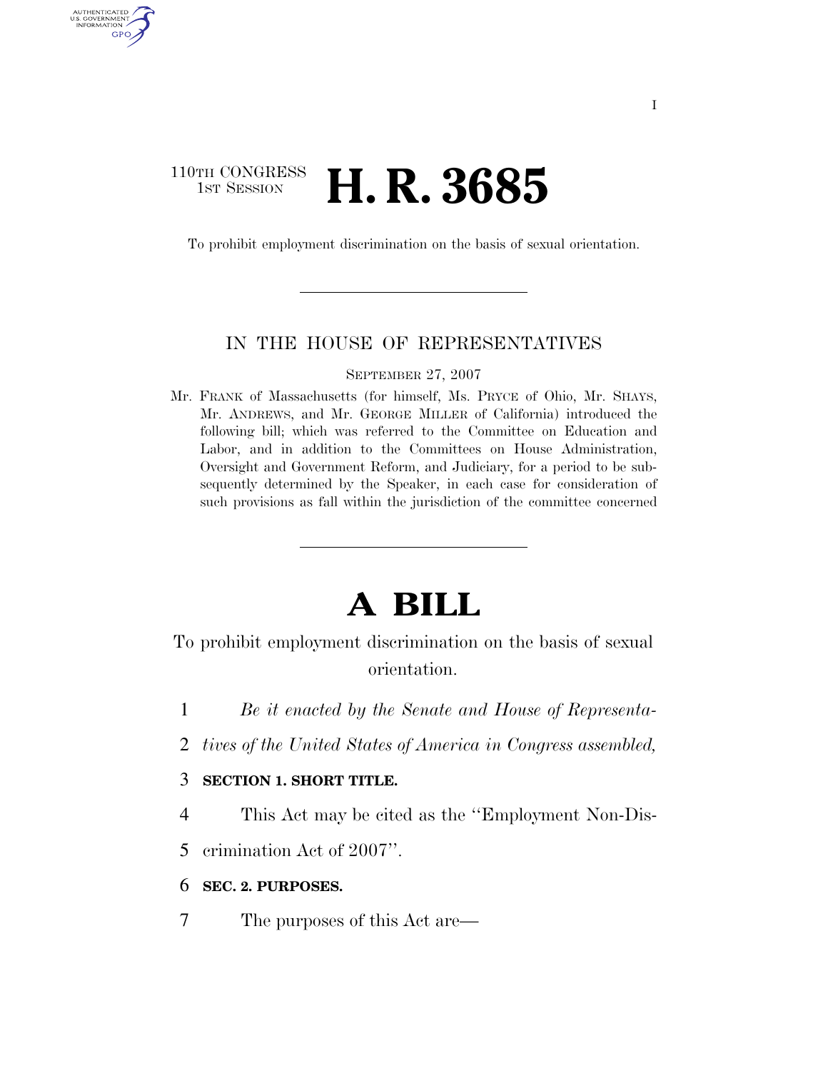110TH CONGRESS
1ST SESSION

# H. R. 3685

To prohibit employment discrimination on the basis of sexual orientation.

IN THE HOUSE OF REPRESENTATIVES

SEPTEMBER 27, 2007

Mr. FRANK of Massachusetts (for himself, Ms. PRYCE of Ohio, Mr. SHAYS, Mr. ANDREWS, and Mr. GEORGE MILLER of California) introduced the following bill; which was referred to the Committee on Education and Labor, and in addition to the Committees on House Administration, Oversight and Government Reform, and Judiciary, for a period to be subsequently determined by the Speaker, in each case for consideration of such provisions as fall within the jurisdiction of the committee concerned

# A BILL

To prohibit employment discrimination on the basis of sexual orientation.

1 *Be it enacted by the Senate and House of Representa-*
2 *tives of the United States of America in Congress assembled,*

3 **SECTION 1. SHORT TITLE.**

4 This Act may be cited as the ''Employment Non-Dis-
5 crimination Act of 2007''.

6 **SEC. 2. PURPOSES.**

7 The purposes of this Act are—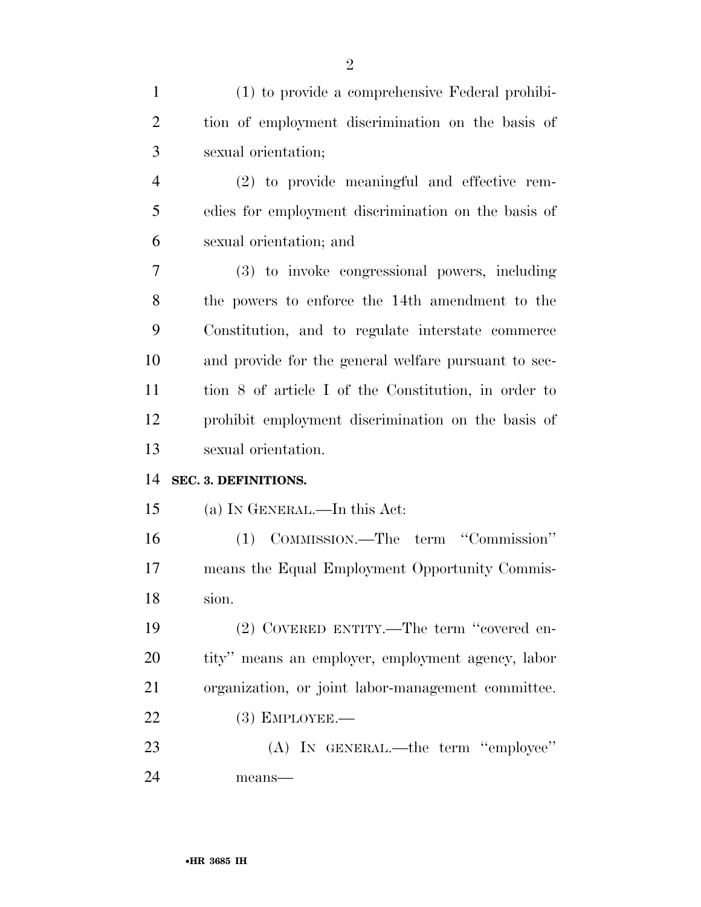(1) to provide a comprehensive Federal prohibition of employment discrimination on the basis of sexual orientation;

(2) to provide meaningful and effective remedies for employment discrimination on the basis of sexual orientation; and

(3) to invoke congressional powers, including the powers to enforce the 14th amendment to the Constitution, and to regulate interstate commerce and provide for the general welfare pursuant to section 8 of article I of the Constitution, in order to prohibit employment discrimination on the basis of sexual orientation.

**SEC. 3. DEFINITIONS.**

(a) IN GENERAL.—In this Act:

(1) COMMISSION.—The term ''Commission'' means the Equal Employment Opportunity Commission.

(2) COVERED ENTITY.—The term ''covered entity'' means an employer, employment agency, labor organization, or joint labor-management committee.

(3) EMPLOYEE.—

(A) IN GENERAL.—the term ''employee'' means—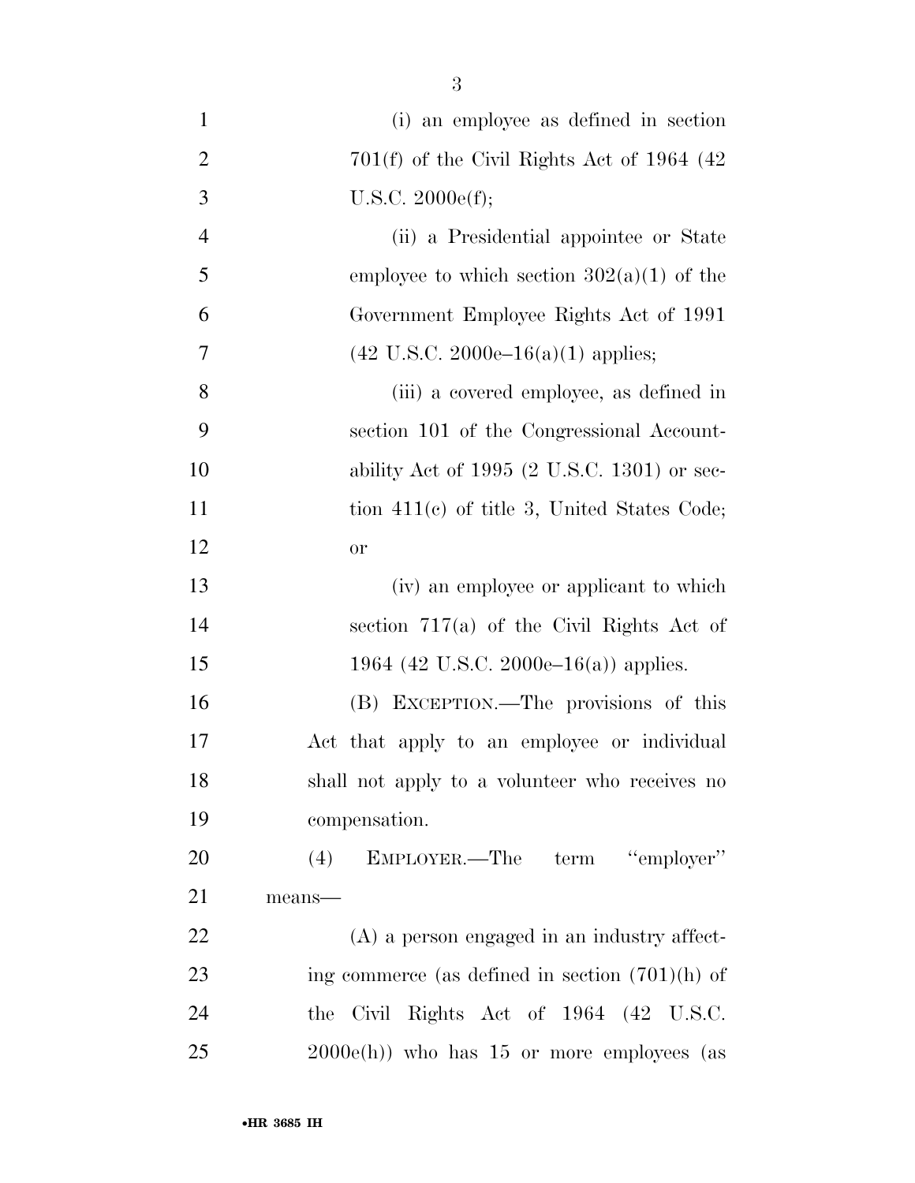(i) an employee as defined in section 701(f) of the Civil Rights Act of 1964 (42 U.S.C. 2000e(f);

(ii) a Presidential appointee or State employee to which section 302(a)(1) of the Government Employee Rights Act of 1991 (42 U.S.C. 2000e–16(a)(1) applies;

(iii) a covered employee, as defined in section 101 of the Congressional Accountability Act of 1995 (2 U.S.C. 1301) or section 411(c) of title 3, United States Code; or

(iv) an employee or applicant to which section 717(a) of the Civil Rights Act of 1964 (42 U.S.C. 2000e–16(a)) applies.

(B) EXCEPTION.—The provisions of this Act that apply to an employee or individual shall not apply to a volunteer who receives no compensation.

(4) EMPLOYER.—The term "employer" means—

(A) a person engaged in an industry affecting commerce (as defined in section (701)(h) of the Civil Rights Act of 1964 (42 U.S.C. 2000e(h)) who has 15 or more employees (as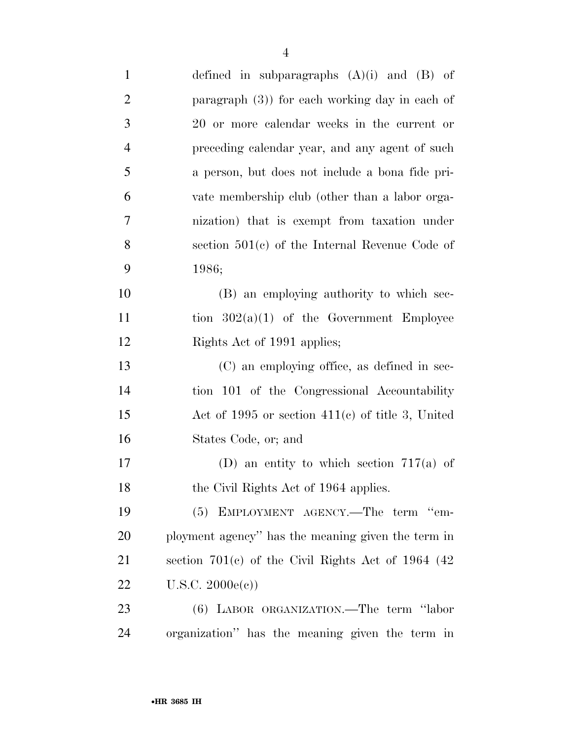defined in subparagraphs (A)(i) and (B) of paragraph (3)) for each working day in each of 20 or more calendar weeks in the current or preceding calendar year, and any agent of such a person, but does not include a bona fide private membership club (other than a labor organization) that is exempt from taxation under section 501(c) of the Internal Revenue Code of 1986;

(B) an employing authority to which section 302(a)(1) of the Government Employee Rights Act of 1991 applies;

(C) an employing office, as defined in section 101 of the Congressional Accountability Act of 1995 or section 411(c) of title 3, United States Code, or; and

(D) an entity to which section 717(a) of the Civil Rights Act of 1964 applies.

(5) EMPLOYMENT AGENCY.—The term "employment agency" has the meaning given the term in section 701(c) of the Civil Rights Act of 1964 (42 U.S.C. 2000e(c))

(6) LABOR ORGANIZATION.—The term "labor organization" has the meaning given the term in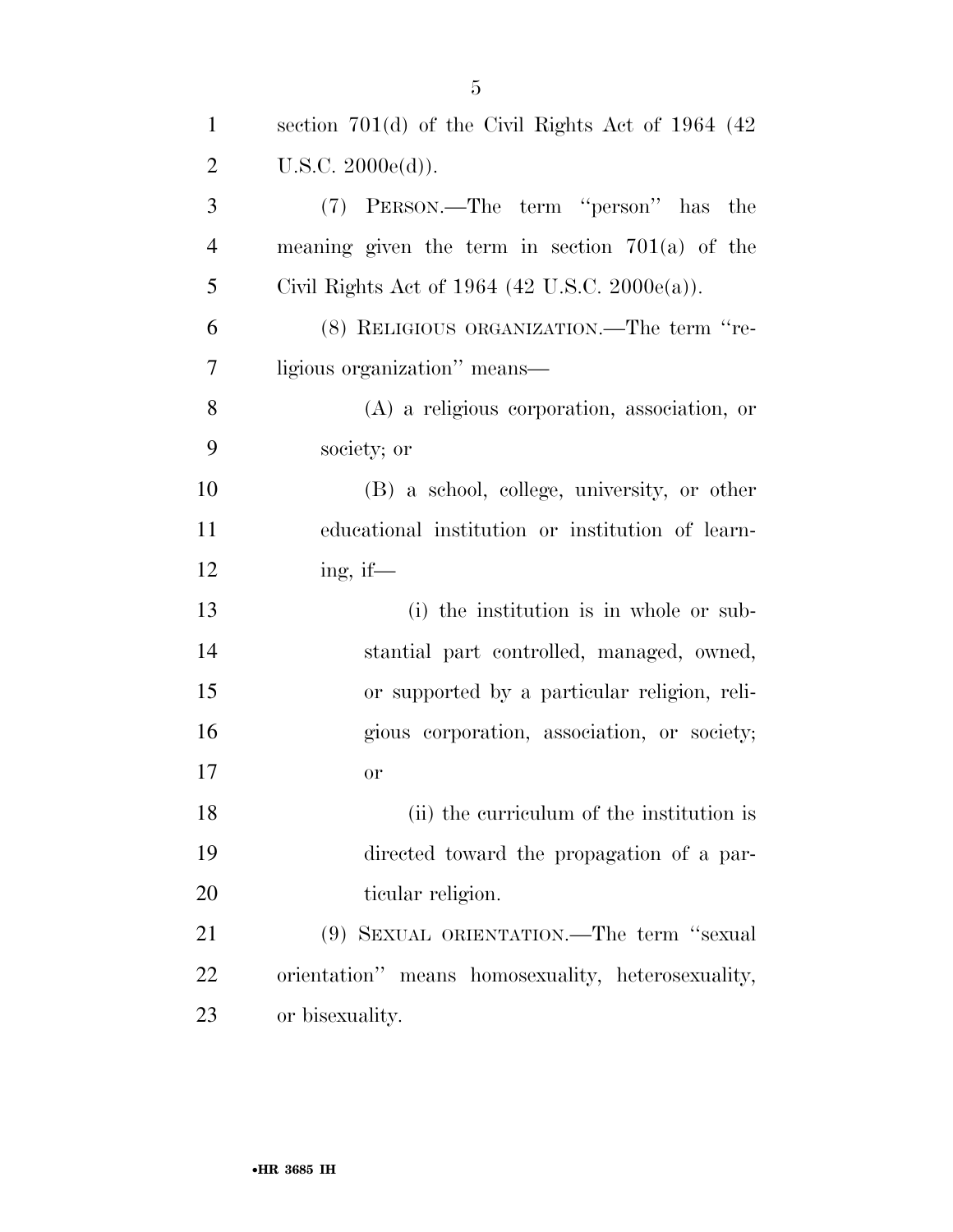section 701(d) of the Civil Rights Act of 1964 (42 U.S.C. 2000e(d)).

(7) PERSON.—The term "person" has the meaning given the term in section 701(a) of the Civil Rights Act of 1964 (42 U.S.C. 2000e(a)).

(8) RELIGIOUS ORGANIZATION.—The term "religious organization" means—

(A) a religious corporation, association, or society; or

(B) a school, college, university, or other educational institution or institution of learning, if—

(i) the institution is in whole or substantial part controlled, managed, owned, or supported by a particular religion, religious corporation, association, or society; or

(ii) the curriculum of the institution is directed toward the propagation of a particular religion.

(9) SEXUAL ORIENTATION.—The term "sexual orientation" means homosexuality, heterosexuality, or bisexuality.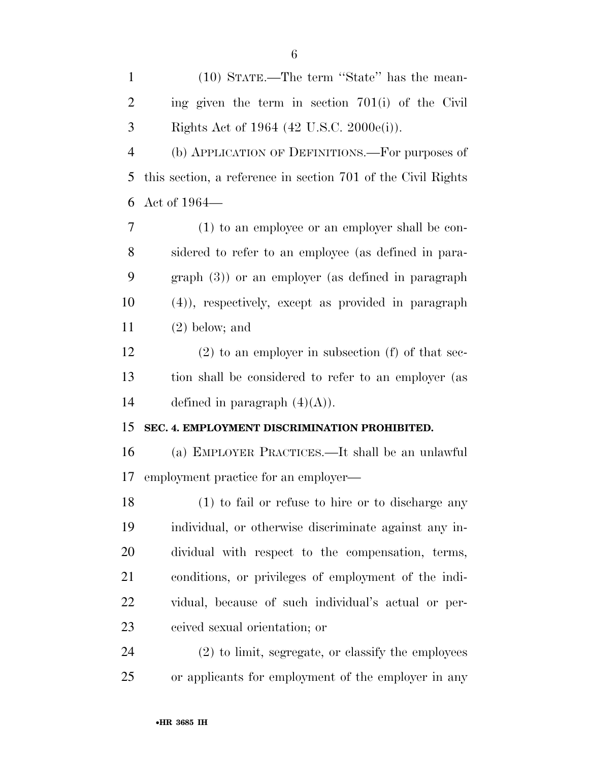(10) STATE.—The term ''State'' has the meaning given the term in section 701(i) of the Civil Rights Act of 1964 (42 U.S.C. 2000e(i)).

(b) APPLICATION OF DEFINITIONS.—For purposes of this section, a reference in section 701 of the Civil Rights Act of 1964—

(1) to an employee or an employer shall be considered to refer to an employee (as defined in paragraph (3)) or an employer (as defined in paragraph (4)), respectively, except as provided in paragraph (2) below; and

(2) to an employer in subsection (f) of that section shall be considered to refer to an employer (as defined in paragraph (4)(A)).

**SEC. 4. EMPLOYMENT DISCRIMINATION PROHIBITED.**

(a) EMPLOYER PRACTICES.—It shall be an unlawful employment practice for an employer—

(1) to fail or refuse to hire or to discharge any individual, or otherwise discriminate against any individual with respect to the compensation, terms, conditions, or privileges of employment of the individual, because of such individual's actual or perceived sexual orientation; or

(2) to limit, segregate, or classify the employees or applicants for employment of the employer in any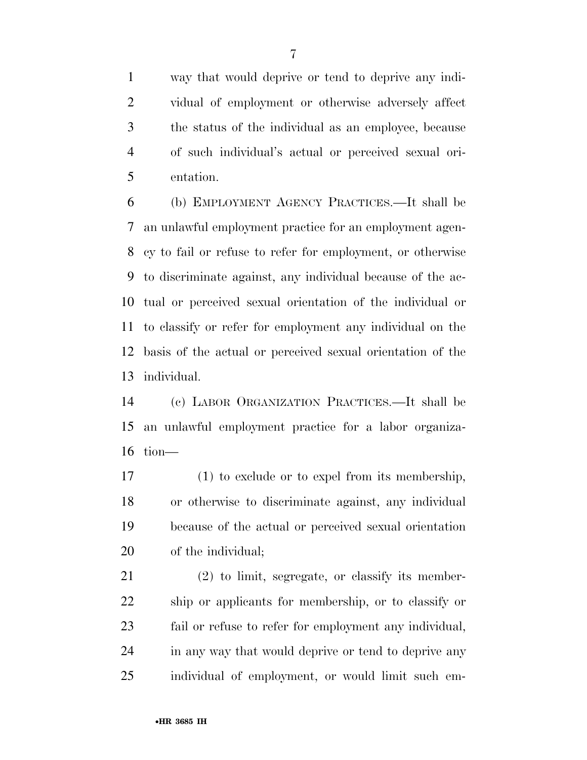way that would deprive or tend to deprive any individual of employment or otherwise adversely affect the status of the individual as an employee, because of such individual's actual or perceived sexual orientation.

(b) EMPLOYMENT AGENCY PRACTICES.—It shall be an unlawful employment practice for an employment agency to fail or refuse to refer for employment, or otherwise to discriminate against, any individual because of the actual or perceived sexual orientation of the individual or to classify or refer for employment any individual on the basis of the actual or perceived sexual orientation of the individual.

(c) LABOR ORGANIZATION PRACTICES.—It shall be an unlawful employment practice for a labor organization—

(1) to exclude or to expel from its membership, or otherwise to discriminate against, any individual because of the actual or perceived sexual orientation of the individual;

(2) to limit, segregate, or classify its membership or applicants for membership, or to classify or fail or refuse to refer for employment any individual, in any way that would deprive or tend to deprive any individual of employment, or would limit such em-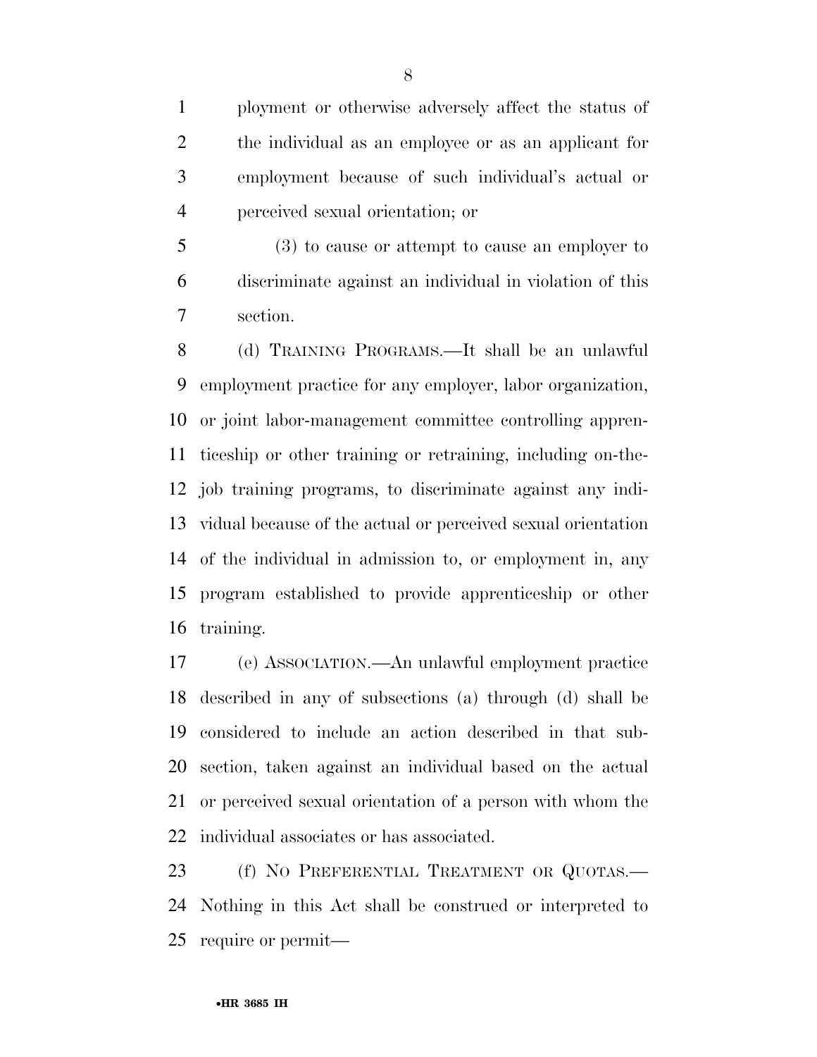ployment or otherwise adversely affect the status of the individual as an employee or as an applicant for employment because of such individual's actual or perceived sexual orientation; or

(3) to cause or attempt to cause an employer to discriminate against an individual in violation of this section.

(d) TRAINING PROGRAMS.—It shall be an unlawful employment practice for any employer, labor organization, or joint labor-management committee controlling apprenticeship or other training or retraining, including on-the-job training programs, to discriminate against any individual because of the actual or perceived sexual orientation of the individual in admission to, or employment in, any program established to provide apprenticeship or other training.

(e) ASSOCIATION.—An unlawful employment practice described in any of subsections (a) through (d) shall be considered to include an action described in that subsection, taken against an individual based on the actual or perceived sexual orientation of a person with whom the individual associates or has associated.

(f) NO PREFERENTIAL TREATMENT OR QUOTAS.—Nothing in this Act shall be construed or interpreted to require or permit—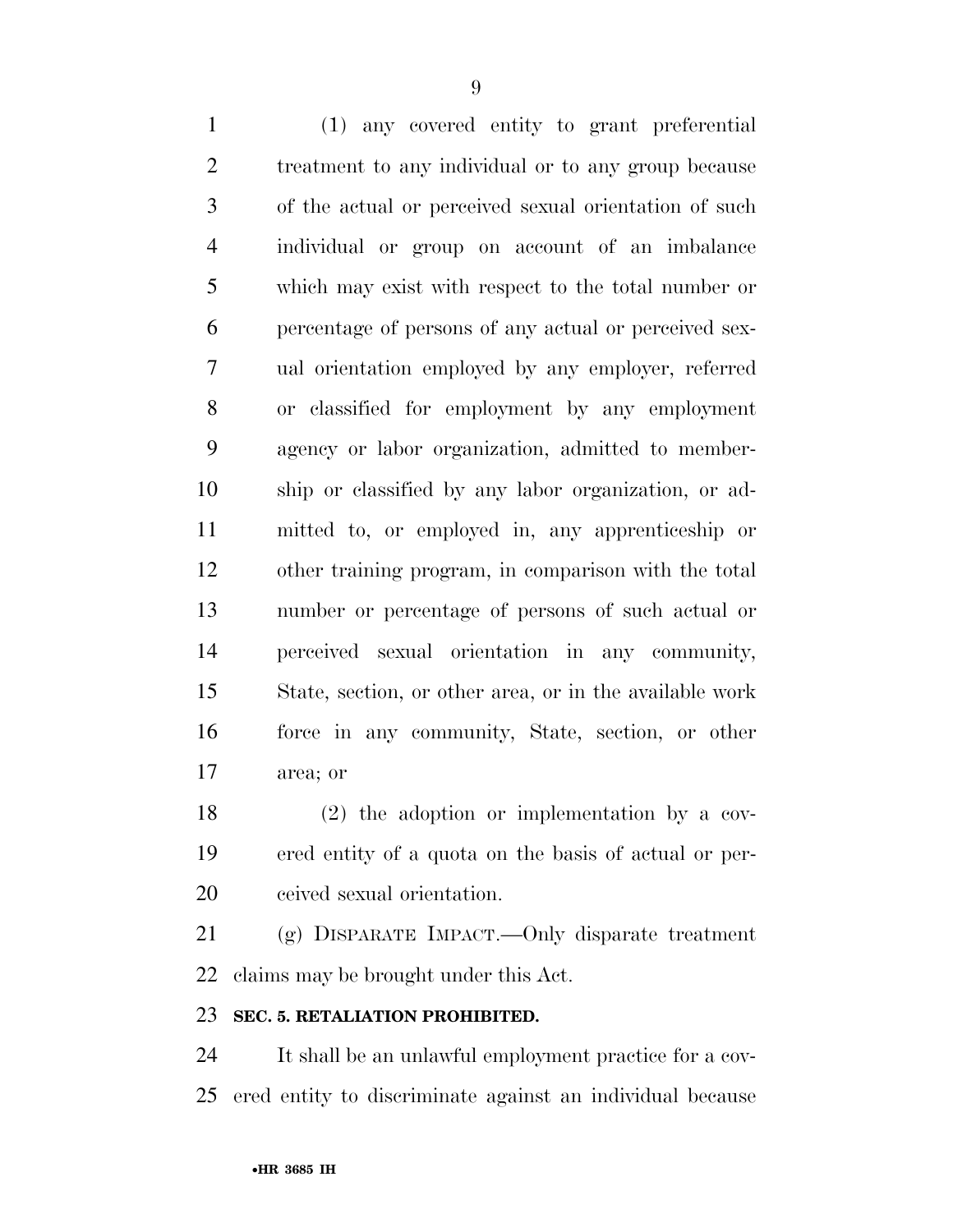(1) any covered entity to grant preferential treatment to any individual or to any group because of the actual or perceived sexual orientation of such individual or group on account of an imbalance which may exist with respect to the total number or percentage of persons of any actual or perceived sexual orientation employed by any employer, referred or classified for employment by any employment agency or labor organization, admitted to membership or classified by any labor organization, or admitted to, or employed in, any apprenticeship or other training program, in comparison with the total number or percentage of persons of such actual or perceived sexual orientation in any community, State, section, or other area, or in the available work force in any community, State, section, or other area; or

(2) the adoption or implementation by a covered entity of a quota on the basis of actual or perceived sexual orientation.

(g) DISPARATE IMPACT.—Only disparate treatment claims may be brought under this Act.

**SEC. 5. RETALIATION PROHIBITED.**

It shall be an unlawful employment practice for a covered entity to discriminate against an individual because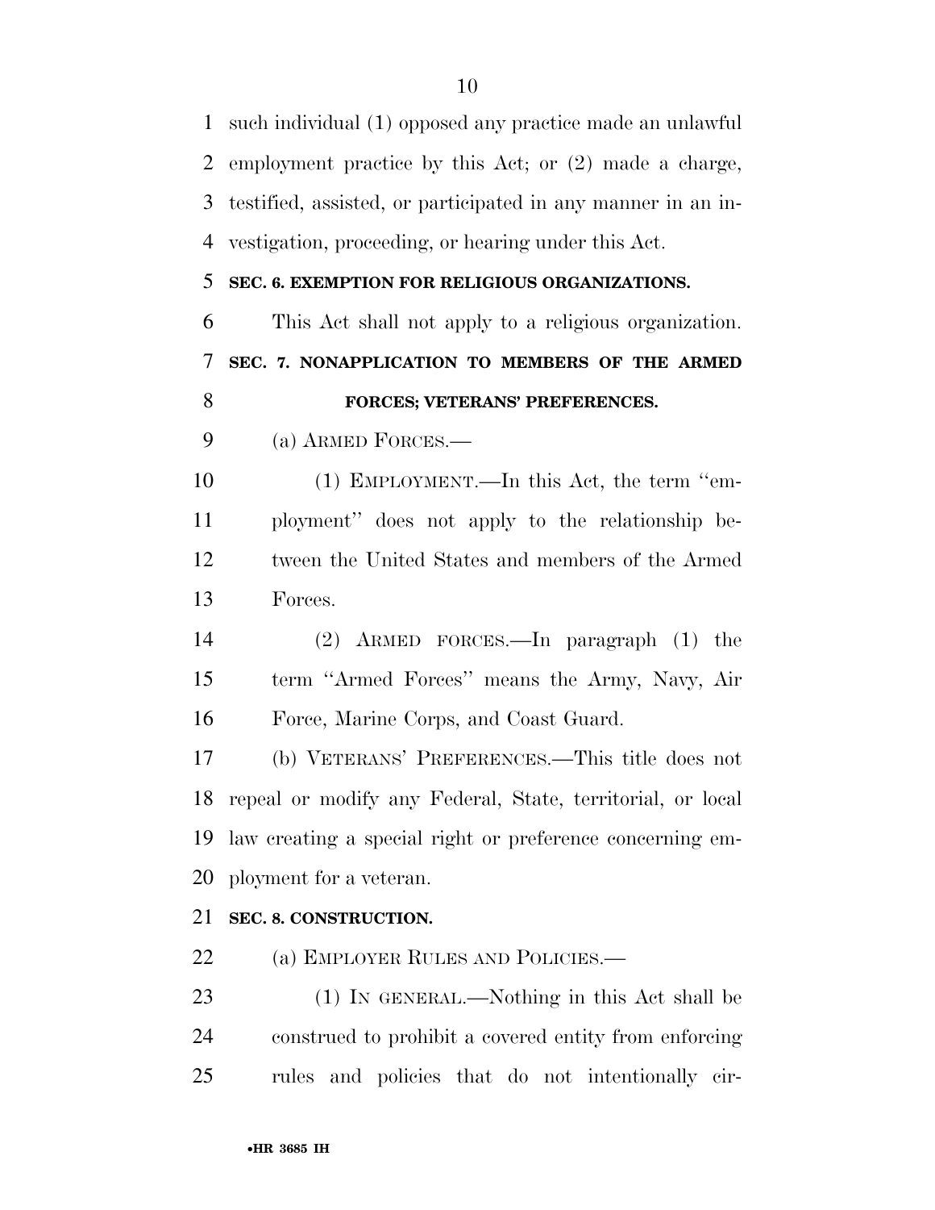such individual (1) opposed any practice made an unlawful employment practice by this Act; or (2) made a charge, testified, assisted, or participated in any manner in an investigation, proceeding, or hearing under this Act.

## SEC. 6. EXEMPTION FOR RELIGIOUS ORGANIZATIONS.

This Act shall not apply to a religious organization.

## SEC. 7. NONAPPLICATION TO MEMBERS OF THE ARMED FORCES; VETERANS' PREFERENCES.

(a) ARMED FORCES.—

(1) EMPLOYMENT.—In this Act, the term "employment" does not apply to the relationship between the United States and members of the Armed Forces.

(2) ARMED FORCES.—In paragraph (1) the term "Armed Forces" means the Army, Navy, Air Force, Marine Corps, and Coast Guard.

(b) VETERANS' PREFERENCES.—This title does not repeal or modify any Federal, State, territorial, or local law creating a special right or preference concerning employment for a veteran.

## SEC. 8. CONSTRUCTION.

(a) EMPLOYER RULES AND POLICIES.—

(1) IN GENERAL.—Nothing in this Act shall be construed to prohibit a covered entity from enforcing rules and policies that do not intentionally cir-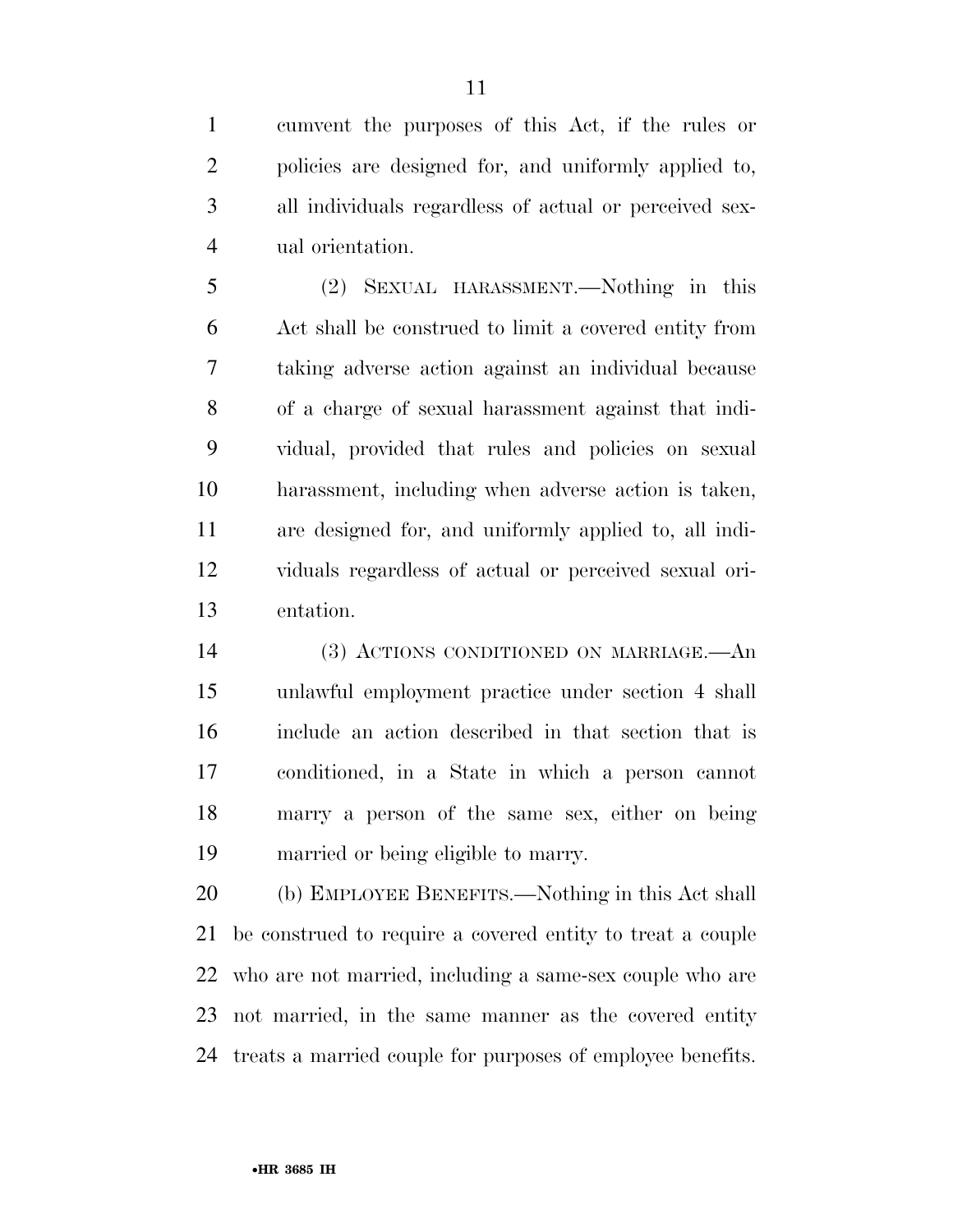cumvent the purposes of this Act, if the rules or policies are designed for, and uniformly applied to, all individuals regardless of actual or perceived sexual orientation.

(2) SEXUAL HARASSMENT.—Nothing in this Act shall be construed to limit a covered entity from taking adverse action against an individual because of a charge of sexual harassment against that individual, provided that rules and policies on sexual harassment, including when adverse action is taken, are designed for, and uniformly applied to, all individuals regardless of actual or perceived sexual orientation.

(3) ACTIONS CONDITIONED ON MARRIAGE.—An unlawful employment practice under section 4 shall include an action described in that section that is conditioned, in a State in which a person cannot marry a person of the same sex, either on being married or being eligible to marry.

(b) EMPLOYEE BENEFITS.—Nothing in this Act shall be construed to require a covered entity to treat a couple who are not married, including a same-sex couple who are not married, in the same manner as the covered entity treats a married couple for purposes of employee benefits.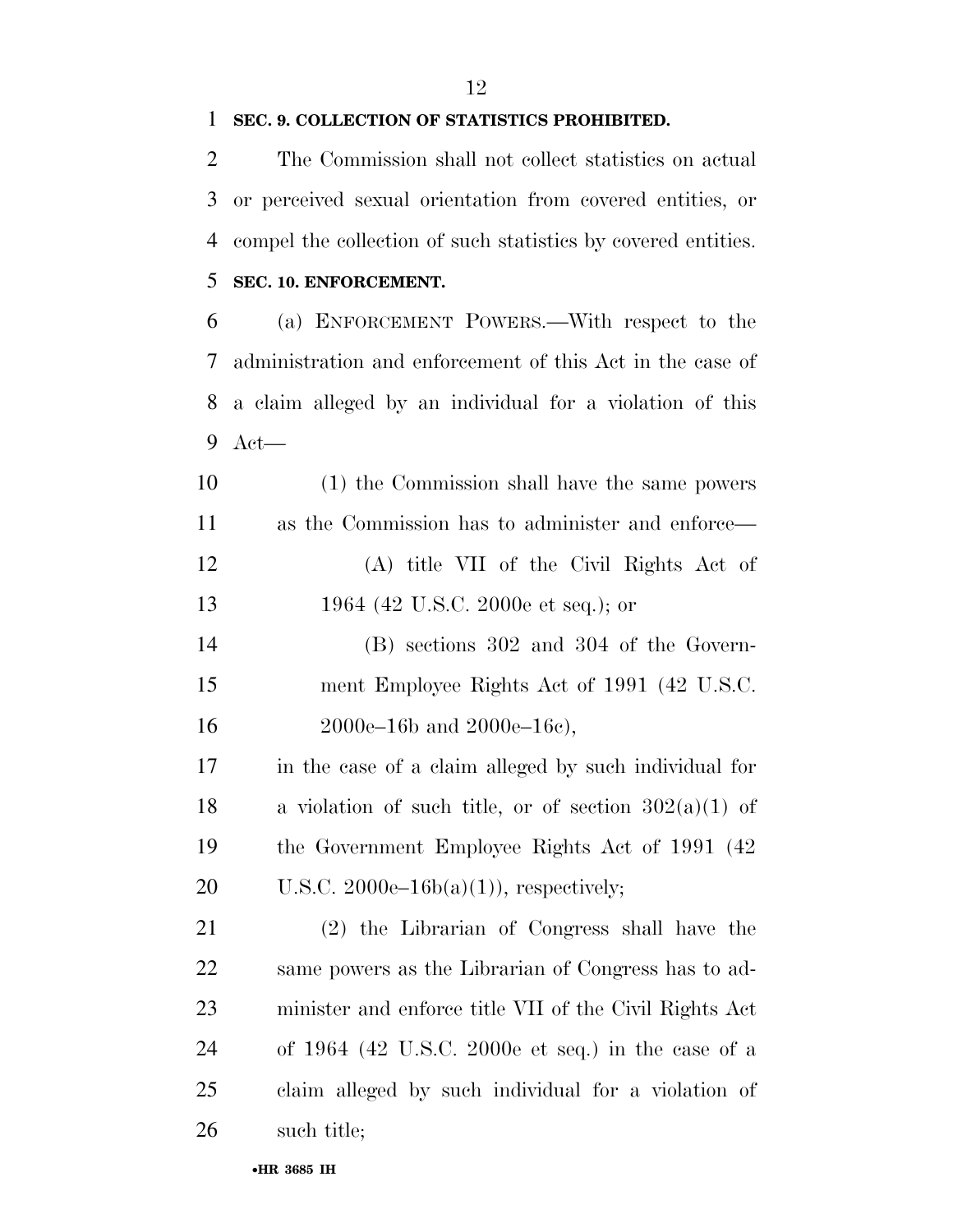**SEC. 9. COLLECTION OF STATISTICS PROHIBITED.**

The Commission shall not collect statistics on actual or perceived sexual orientation from covered entities, or compel the collection of such statistics by covered entities.

**SEC. 10. ENFORCEMENT.**

(a) ENFORCEMENT POWERS.—With respect to the administration and enforcement of this Act in the case of a claim alleged by an individual for a violation of this Act—

(1) the Commission shall have the same powers as the Commission has to administer and enforce—

(A) title VII of the Civil Rights Act of 1964 (42 U.S.C. 2000e et seq.); or

(B) sections 302 and 304 of the Government Employee Rights Act of 1991 (42 U.S.C. 2000e–16b and 2000e–16c),

in the case of a claim alleged by such individual for a violation of such title, or of section 302(a)(1) of the Government Employee Rights Act of 1991 (42 U.S.C. 2000e–16b(a)(1)), respectively;

(2) the Librarian of Congress shall have the same powers as the Librarian of Congress has to administer and enforce title VII of the Civil Rights Act of 1964 (42 U.S.C. 2000e et seq.) in the case of a claim alleged by such individual for a violation of such title;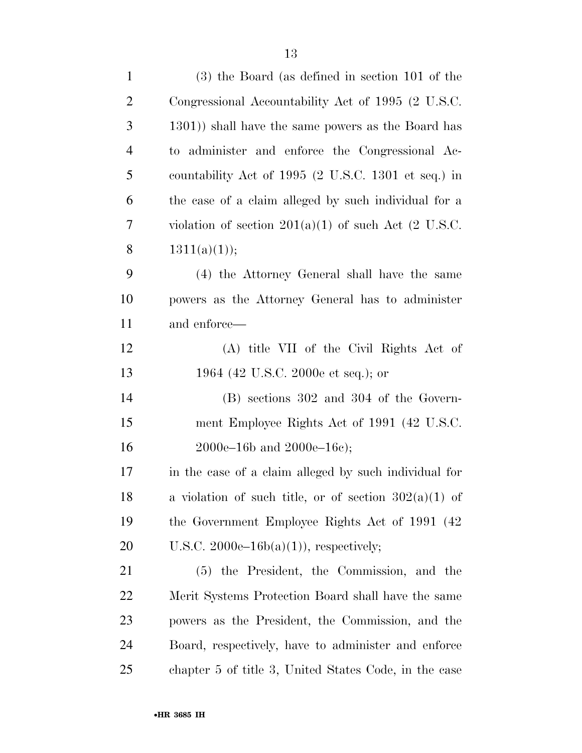(3) the Board (as defined in section 101 of the Congressional Accountability Act of 1995 (2 U.S.C. 1301)) shall have the same powers as the Board has to administer and enforce the Congressional Accountability Act of 1995 (2 U.S.C. 1301 et seq.) in the case of a claim alleged by such individual for a violation of section 201(a)(1) of such Act (2 U.S.C. 1311(a)(1));

(4) the Attorney General shall have the same powers as the Attorney General has to administer and enforce—

(A) title VII of the Civil Rights Act of 1964 (42 U.S.C. 2000e et seq.); or

(B) sections 302 and 304 of the Government Employee Rights Act of 1991 (42 U.S.C. 2000e–16b and 2000e–16c);

in the case of a claim alleged by such individual for a violation of such title, or of section 302(a)(1) of the Government Employee Rights Act of 1991 (42 U.S.C. 2000e–16b(a)(1)), respectively;

(5) the President, the Commission, and the Merit Systems Protection Board shall have the same powers as the President, the Commission, and the Board, respectively, have to administer and enforce chapter 5 of title 3, United States Code, in the case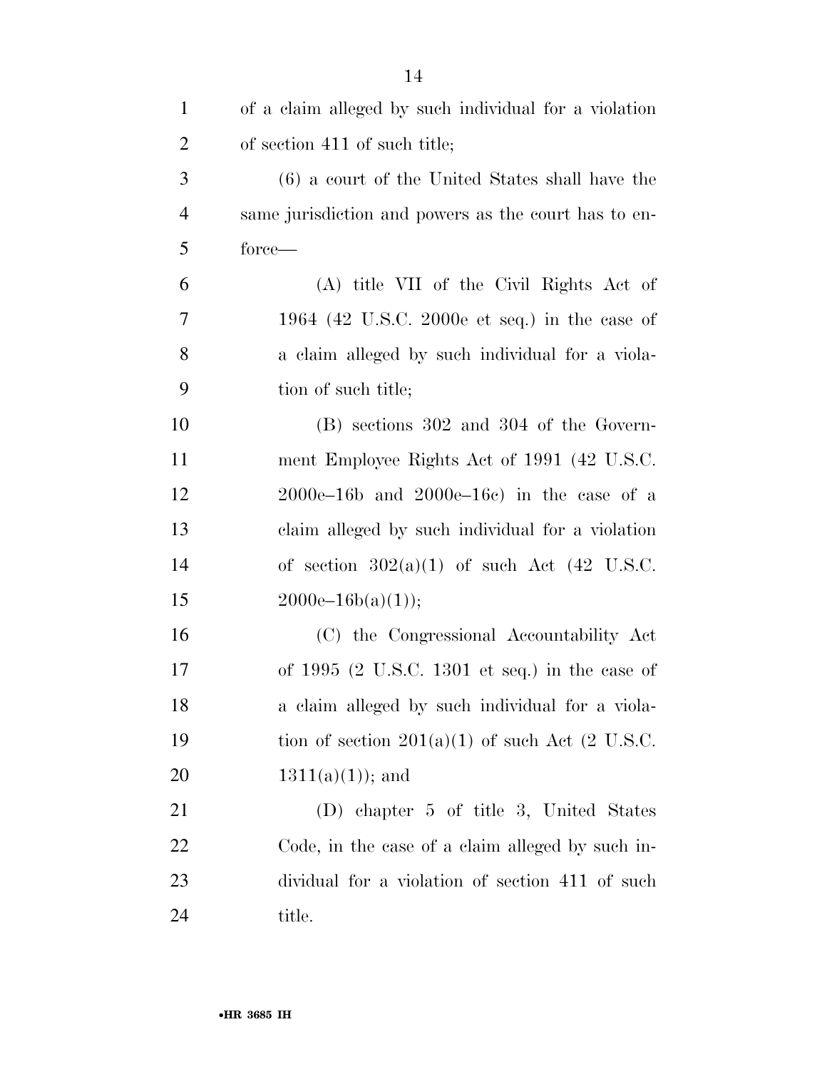of a claim alleged by such individual for a violation of section 411 of such title;

(6) a court of the United States shall have the same jurisdiction and powers as the court has to enforce—

(A) title VII of the Civil Rights Act of 1964 (42 U.S.C. 2000e et seq.) in the case of a claim alleged by such individual for a violation of such title;

(B) sections 302 and 304 of the Government Employee Rights Act of 1991 (42 U.S.C. 2000e–16b and 2000e–16c) in the case of a claim alleged by such individual for a violation of section 302(a)(1) of such Act (42 U.S.C. 2000e–16b(a)(1));

(C) the Congressional Accountability Act of 1995 (2 U.S.C. 1301 et seq.) in the case of a claim alleged by such individual for a violation of section 201(a)(1) of such Act (2 U.S.C. 1311(a)(1)); and

(D) chapter 5 of title 3, United States Code, in the case of a claim alleged by such individual for a violation of section 411 of such title.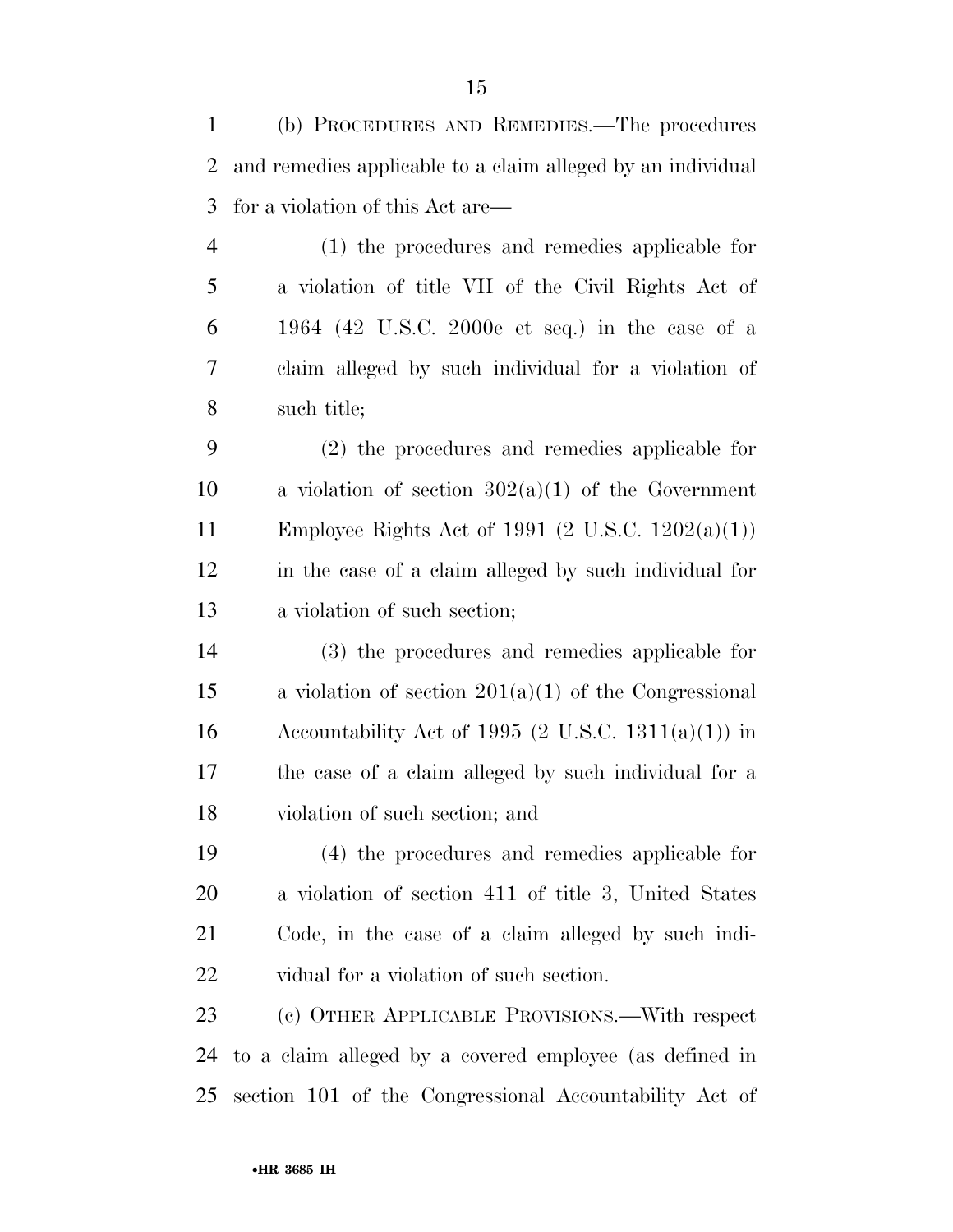(b) PROCEDURES AND REMEDIES.—The procedures and remedies applicable to a claim alleged by an individual for a violation of this Act are—

(1) the procedures and remedies applicable for a violation of title VII of the Civil Rights Act of 1964 (42 U.S.C. 2000e et seq.) in the case of a claim alleged by such individual for a violation of such title;

(2) the procedures and remedies applicable for a violation of section 302(a)(1) of the Government Employee Rights Act of 1991 (2 U.S.C. 1202(a)(1)) in the case of a claim alleged by such individual for a violation of such section;

(3) the procedures and remedies applicable for a violation of section 201(a)(1) of the Congressional Accountability Act of 1995 (2 U.S.C. 1311(a)(1)) in the case of a claim alleged by such individual for a violation of such section; and

(4) the procedures and remedies applicable for a violation of section 411 of title 3, United States Code, in the case of a claim alleged by such individual for a violation of such section.

(c) OTHER APPLICABLE PROVISIONS.—With respect to a claim alleged by a covered employee (as defined in section 101 of the Congressional Accountability Act of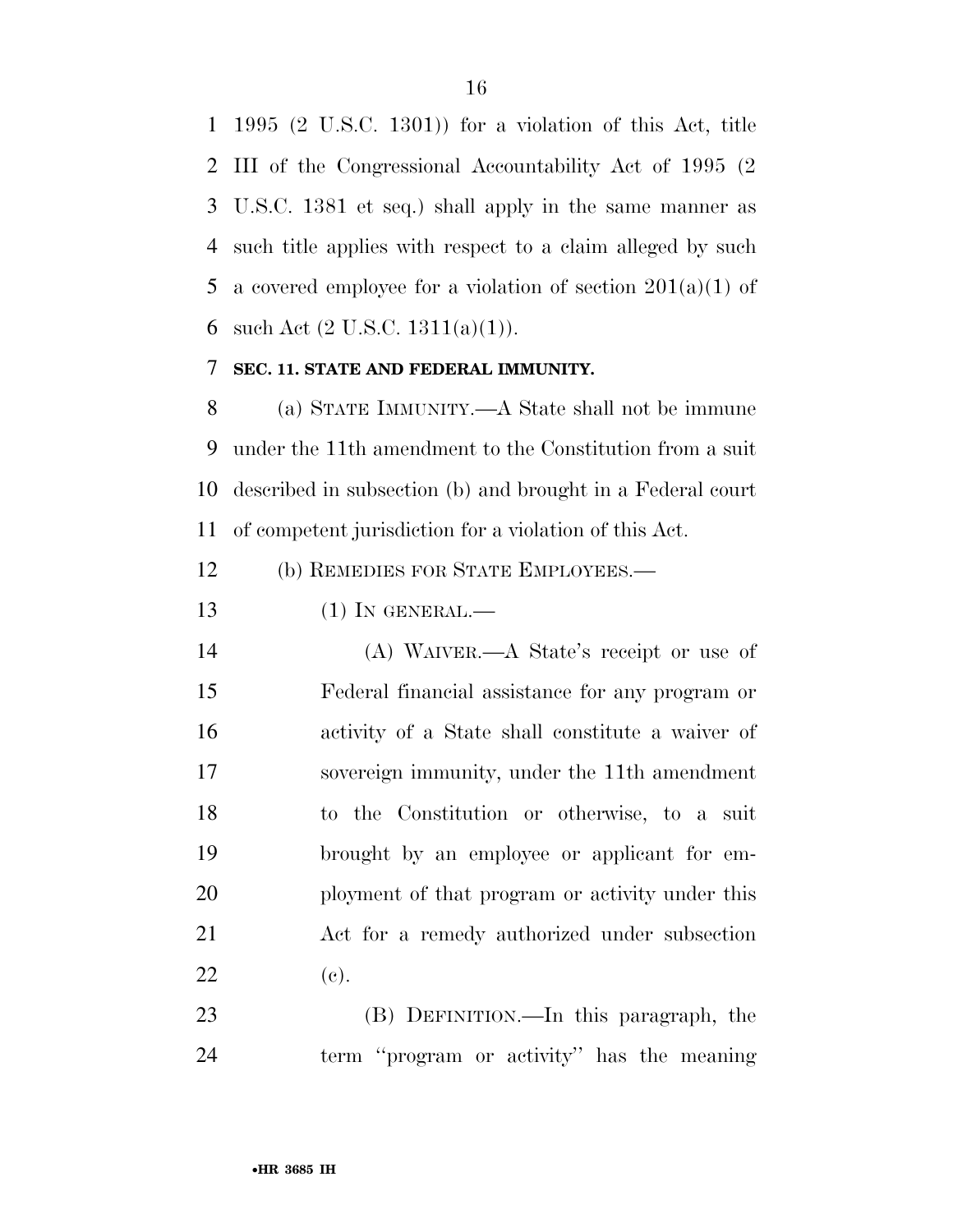1995 (2 U.S.C. 1301)) for a violation of this Act, title III of the Congressional Accountability Act of 1995 (2 U.S.C. 1381 et seq.) shall apply in the same manner as such title applies with respect to a claim alleged by such a covered employee for a violation of section 201(a)(1) of such Act (2 U.S.C. 1311(a)(1)).

**SEC. 11. STATE AND FEDERAL IMMUNITY.**

(a) STATE IMMUNITY.—A State shall not be immune under the 11th amendment to the Constitution from a suit described in subsection (b) and brought in a Federal court of competent jurisdiction for a violation of this Act.

(b) REMEDIES FOR STATE EMPLOYEES.—

(1) IN GENERAL.—

(A) WAIVER.—A State's receipt or use of Federal financial assistance for any program or activity of a State shall constitute a waiver of sovereign immunity, under the 11th amendment to the Constitution or otherwise, to a suit brought by an employee or applicant for employment of that program or activity under this Act for a remedy authorized under subsection (c).

(B) DEFINITION.—In this paragraph, the term ''program or activity'' has the meaning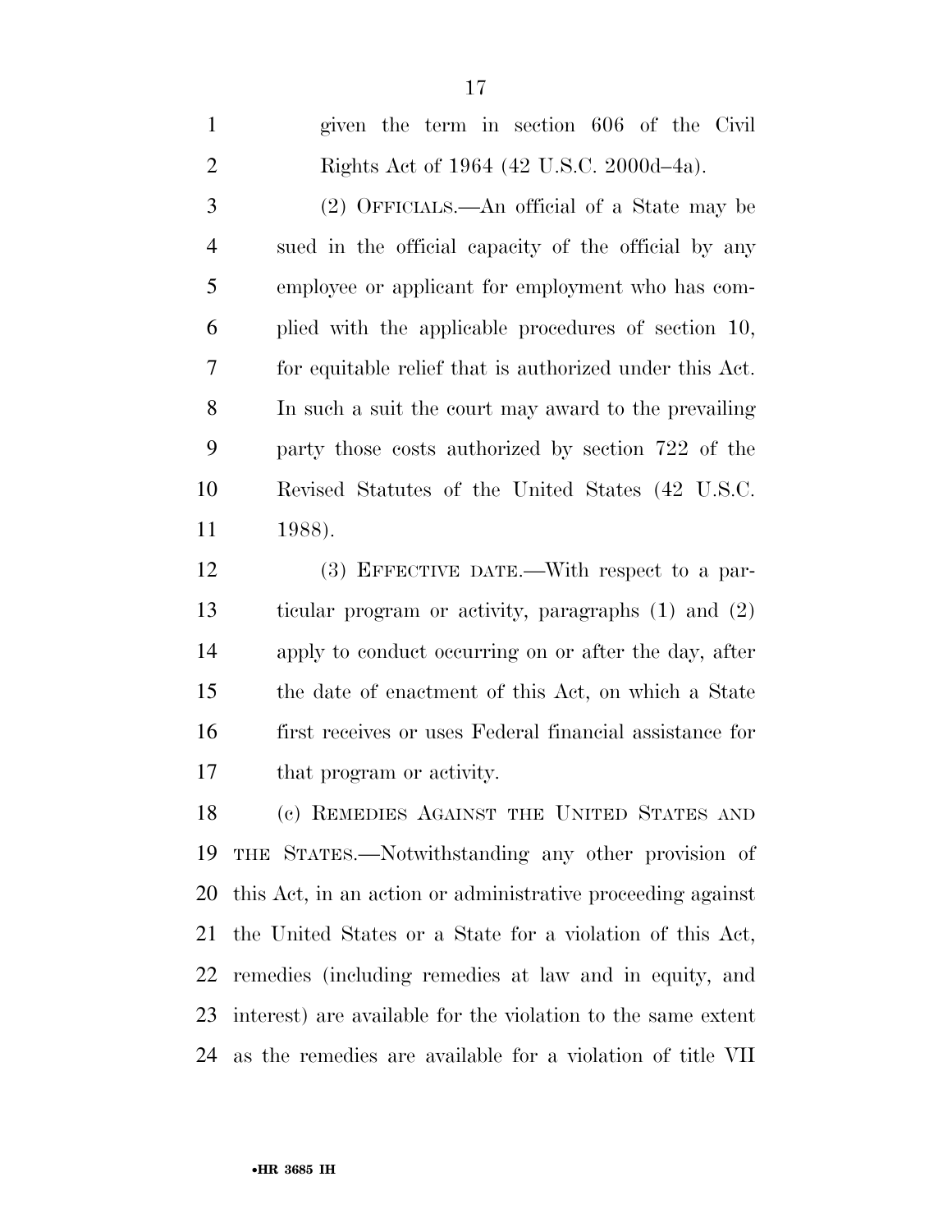given the term in section 606 of the Civil Rights Act of 1964 (42 U.S.C. 2000d–4a).

(2) OFFICIALS.—An official of a State may be sued in the official capacity of the official by any employee or applicant for employment who has complied with the applicable procedures of section 10, for equitable relief that is authorized under this Act. In such a suit the court may award to the prevailing party those costs authorized by section 722 of the Revised Statutes of the United States (42 U.S.C. 1988).

(3) EFFECTIVE DATE.—With respect to a particular program or activity, paragraphs (1) and (2) apply to conduct occurring on or after the day, after the date of enactment of this Act, on which a State first receives or uses Federal financial assistance for that program or activity.

(c) REMEDIES AGAINST THE UNITED STATES AND THE STATES.—Notwithstanding any other provision of this Act, in an action or administrative proceeding against the United States or a State for a violation of this Act, remedies (including remedies at law and in equity, and interest) are available for the violation to the same extent as the remedies are available for a violation of title VII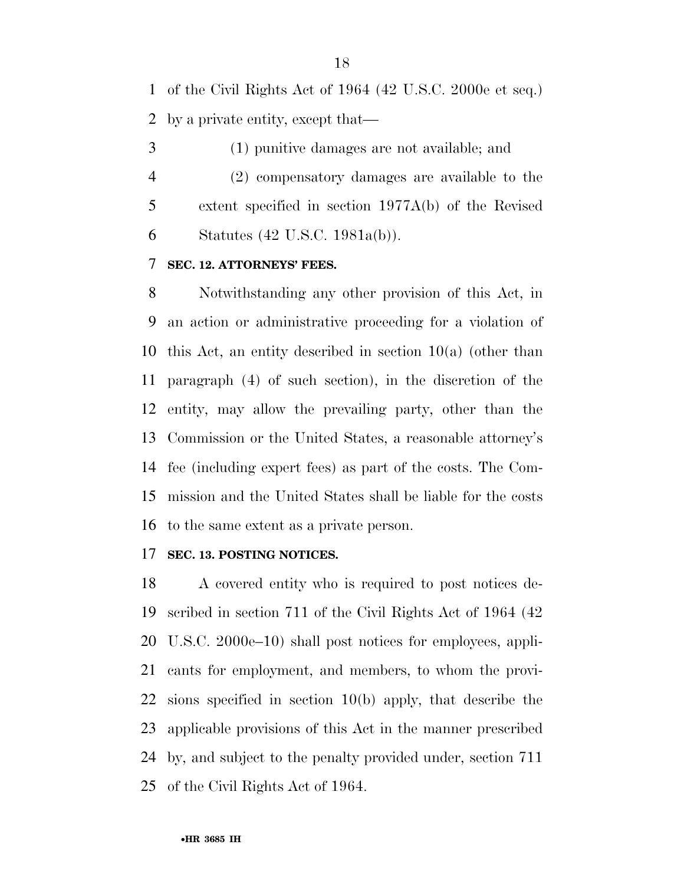of the Civil Rights Act of 1964 (42 U.S.C. 2000e et seq.) by a private entity, except that—

(1) punitive damages are not available; and

(2) compensatory damages are available to the extent specified in section 1977A(b) of the Revised Statutes (42 U.S.C. 1981a(b)).

**SEC. 12. ATTORNEYS' FEES.**

Notwithstanding any other provision of this Act, in an action or administrative proceeding for a violation of this Act, an entity described in section 10(a) (other than paragraph (4) of such section), in the discretion of the entity, may allow the prevailing party, other than the Commission or the United States, a reasonable attorney's fee (including expert fees) as part of the costs. The Commission and the United States shall be liable for the costs to the same extent as a private person.

**SEC. 13. POSTING NOTICES.**

A covered entity who is required to post notices described in section 711 of the Civil Rights Act of 1964 (42 U.S.C. 2000e–10) shall post notices for employees, applicants for employment, and members, to whom the provisions specified in section 10(b) apply, that describe the applicable provisions of this Act in the manner prescribed by, and subject to the penalty provided under, section 711 of the Civil Rights Act of 1964.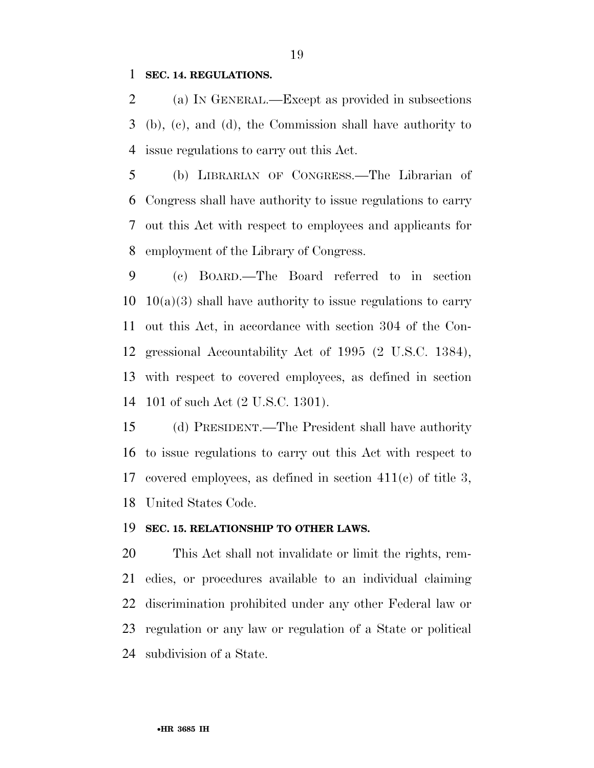**SEC. 14. REGULATIONS.**

(a) IN GENERAL.—Except as provided in subsections (b), (c), and (d), the Commission shall have authority to issue regulations to carry out this Act.

(b) LIBRARIAN OF CONGRESS.—The Librarian of Congress shall have authority to issue regulations to carry out this Act with respect to employees and applicants for employment of the Library of Congress.

(c) BOARD.—The Board referred to in section 10(a)(3) shall have authority to issue regulations to carry out this Act, in accordance with section 304 of the Congressional Accountability Act of 1995 (2 U.S.C. 1384), with respect to covered employees, as defined in section 101 of such Act (2 U.S.C. 1301).

(d) PRESIDENT.—The President shall have authority to issue regulations to carry out this Act with respect to covered employees, as defined in section 411(c) of title 3, United States Code.

**SEC. 15. RELATIONSHIP TO OTHER LAWS.**

This Act shall not invalidate or limit the rights, remedies, or procedures available to an individual claiming discrimination prohibited under any other Federal law or regulation or any law or regulation of a State or political subdivision of a State.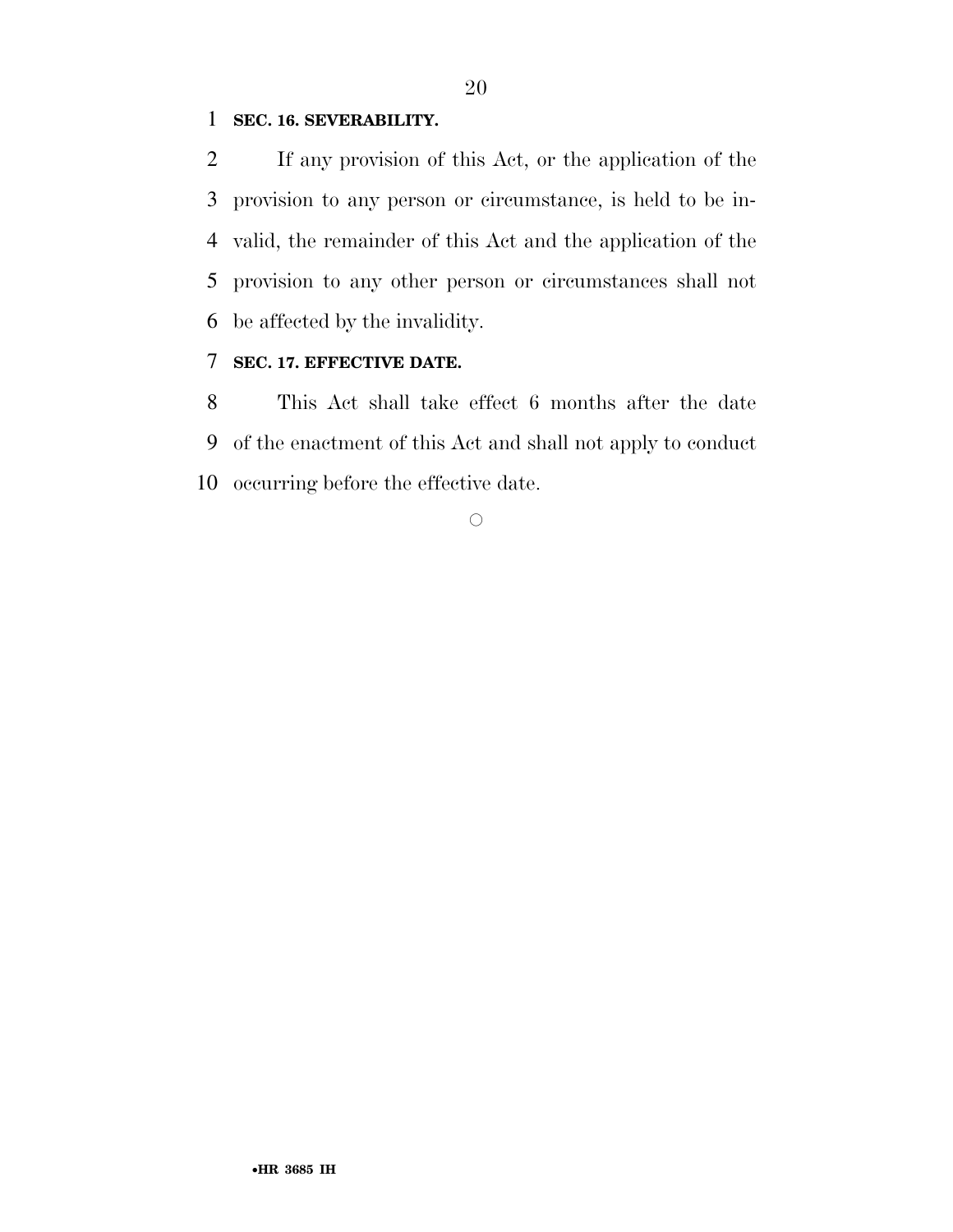**SEC. 16. SEVERABILITY.**

If any provision of this Act, or the application of the provision to any person or circumstance, is held to be invalid, the remainder of this Act and the application of the provision to any other person or circumstances shall not be affected by the invalidity.

**SEC. 17. EFFECTIVE DATE.**

This Act shall take effect 6 months after the date of the enactment of this Act and shall not apply to conduct occurring before the effective date.

○